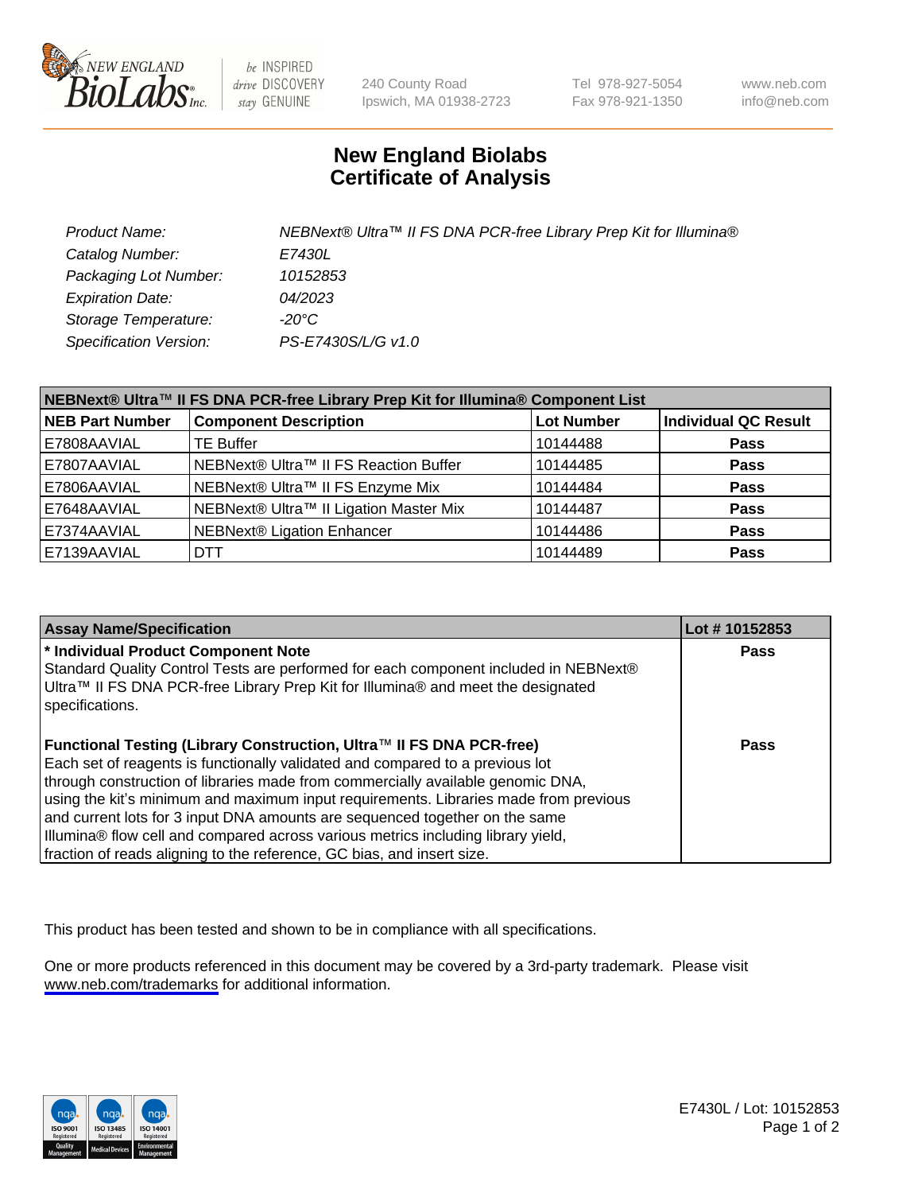New England BioLabs Inc. — be INSPIRED drive DISCOVERY stay GENUINE

240 County Road
Ipswich, MA 01938-2723

Tel 978-927-5054
Fax 978-921-1350

www.neb.com
info@neb.com

# New England Biolabs
# Certificate of Analysis

| | |
|---|---|
| *Product Name:* | *NEBNext® Ultra™ II FS DNA PCR-free Library Prep Kit for Illumina®* |
| *Catalog Number:* | *E7430L* |
| *Packaging Lot Number:* | *10152853* |
| *Expiration Date:* | *04/2023* |
| *Storage Temperature:* | *-20°C* |
| *Specification Version:* | *PS-E7430S/L/G v1.0* |

**NEBNext® Ultra™ II FS DNA PCR-free Library Prep Kit for Illumina® Component List**

| NEB Part Number | Component Description | Lot Number | Individual QC Result |
|---|---|---|---|
| E7808AAVIAL | TE Buffer | 10144488 | **Pass** |
| E7807AAVIAL | NEBNext® Ultra™ II FS Reaction Buffer | 10144485 | **Pass** |
| E7806AAVIAL | NEBNext® Ultra™ II FS Enzyme Mix | 10144484 | **Pass** |
| E7648AAVIAL | NEBNext® Ultra™ II Ligation Master Mix | 10144487 | **Pass** |
| E7374AAVIAL | NEBNext® Ligation Enhancer | 10144486 | **Pass** |
| E7139AAVIAL | DTT | 10144489 | **Pass** |

| Assay Name/Specification | Lot # 10152853 |
|---|---|
| **\* Individual Product Component Note**<br>Standard Quality Control Tests are performed for each component included in NEBNext® Ultra™ II FS DNA PCR-free Library Prep Kit for Illumina® and meet the designated specifications. | **Pass** |
| **Functional Testing (Library Construction, Ultra™ II FS DNA PCR-free)**<br>Each set of reagents is functionally validated and compared to a previous lot through construction of libraries made from commercially available genomic DNA, using the kit's minimum and maximum input requirements. Libraries made from previous and current lots for 3 input DNA amounts are sequenced together on the same Illumina® flow cell and compared across various metrics including library yield, fraction of reads aligning to the reference, GC bias, and insert size. | **Pass** |

This product has been tested and shown to be in compliance with all specifications.

One or more products referenced in this document may be covered by a 3rd-party trademark. Please visit www.neb.com/trademarks for additional information.

E7430L / Lot: 10152853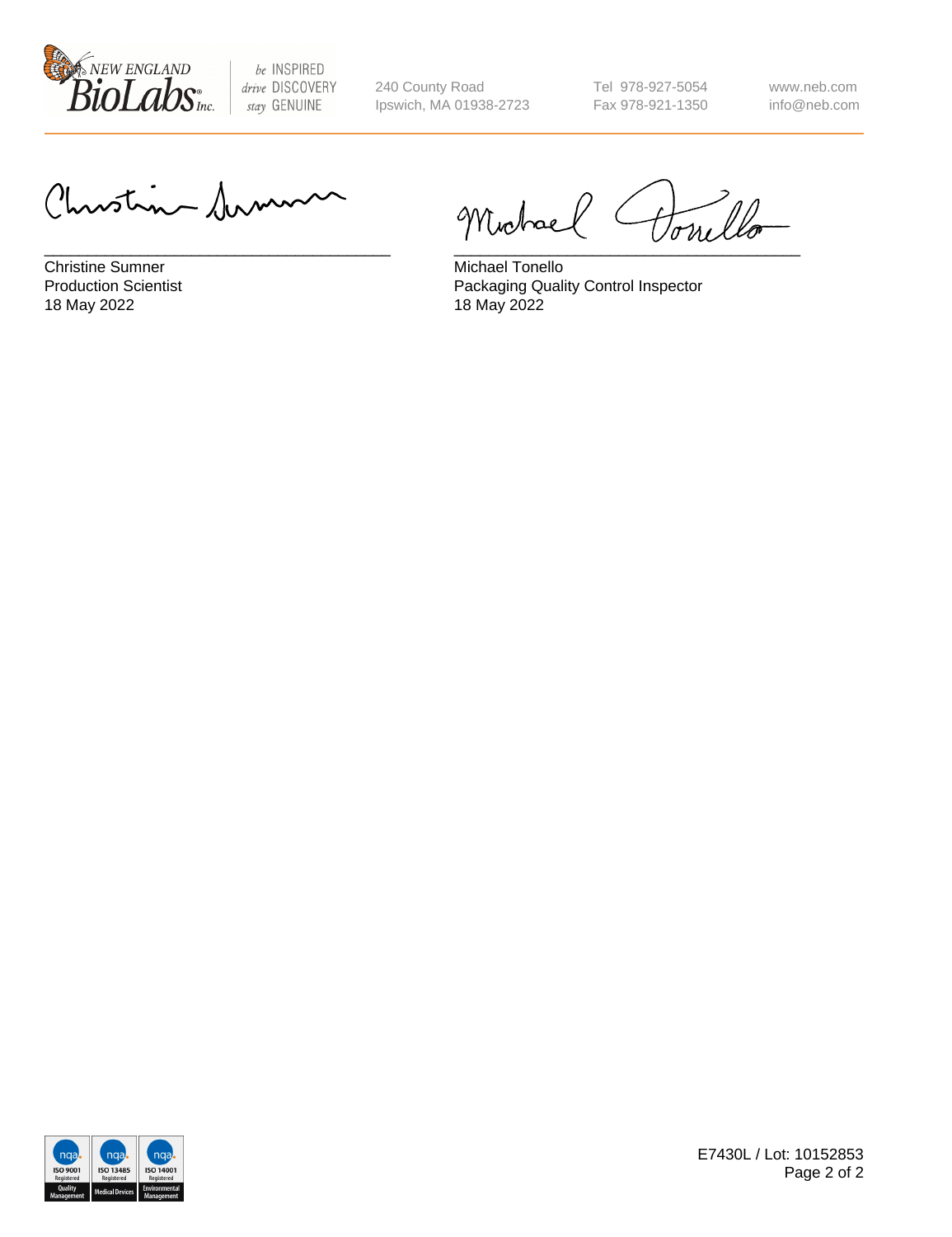Christine Sumner
Production Scientist
18 May 2022

Michael Tonello
Packaging Quality Control Inspector
18 May 2022

E7430L / Lot: 10152853